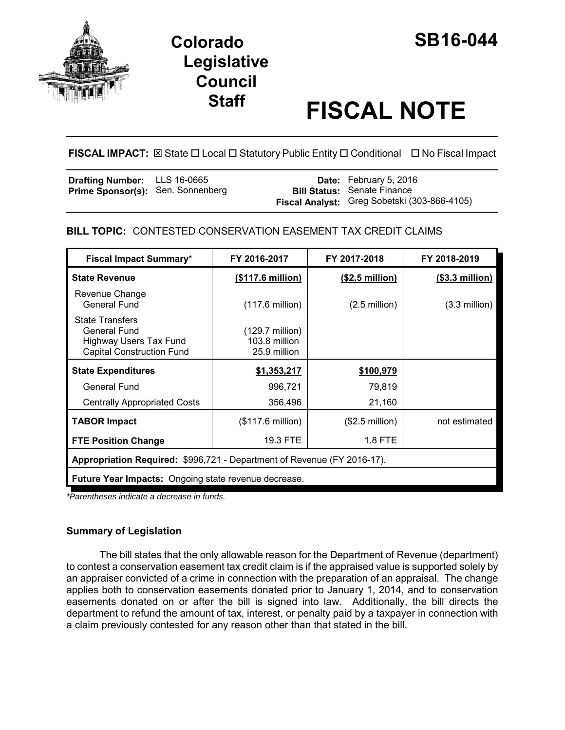# Colorado Legislative Council Staff

# SB16-044

# FISCAL NOTE

**FISCAL IMPACT:** ☒ State ☐ Local ☐ Statutory Public Entity ☐ Conditional ☐ No Fiscal Impact

| | | | |
|---|---|---|---|
| **Drafting Number:** | LLS 16-0665 | **Date:** | February 5, 2016 |
| **Prime Sponsor(s):** | Sen. Sonnenberg | **Bill Status:** | Senate Finance |
| | | **Fiscal Analyst:** | Greg Sobetski (303-866-4105) |

**BILL TOPIC:** CONTESTED CONSERVATION EASEMENT TAX CREDIT CLAIMS

| Fiscal Impact Summary* | FY 2016-2017 | FY 2017-2018 | FY 2018-2019 |
|---|---|---|---|
| **State Revenue** | **(\$117.6 million)** | **(\$2.5 million)** | **(\$3.3 million)** |
| Revenue Change<br>General Fund | (117.6 million) | (2.5 million) | (3.3 million) |
| State Transfers<br>General Fund<br>Highway Users Tax Fund<br>Capital Construction Fund | (129.7 million)<br>103.8 million<br>25.9 million | | |
| **State Expenditures** | **\$1,353,217** | **\$100,979** | |
| General Fund | 996,721 | 79,819 | |
| Centrally Appropriated Costs | 356,496 | 21,160 | |
| **TABOR Impact** | (\$117.6 million) | (\$2.5 million) | not estimated |
| **FTE Position Change** | 19.3 FTE | 1.8 FTE | |
| **Appropriation Required:** \$996,721 - Department of Revenue (FY 2016-17). | | | |
| **Future Year Impacts:** Ongoing state revenue decrease. | | | |

*Parentheses indicate a decrease in funds.*

### Summary of Legislation

The bill states that the only allowable reason for the Department of Revenue (department) to contest a conservation easement tax credit claim is if the appraised value is supported solely by an appraiser convicted of a crime in connection with the preparation of an appraisal. The change applies both to conservation easements donated prior to January 1, 2014, and to conservation easements donated on or after the bill is signed into law. Additionally, the bill directs the department to refund the amount of tax, interest, or penalty paid by a taxpayer in connection with a claim previously contested for any reason other than that stated in the bill.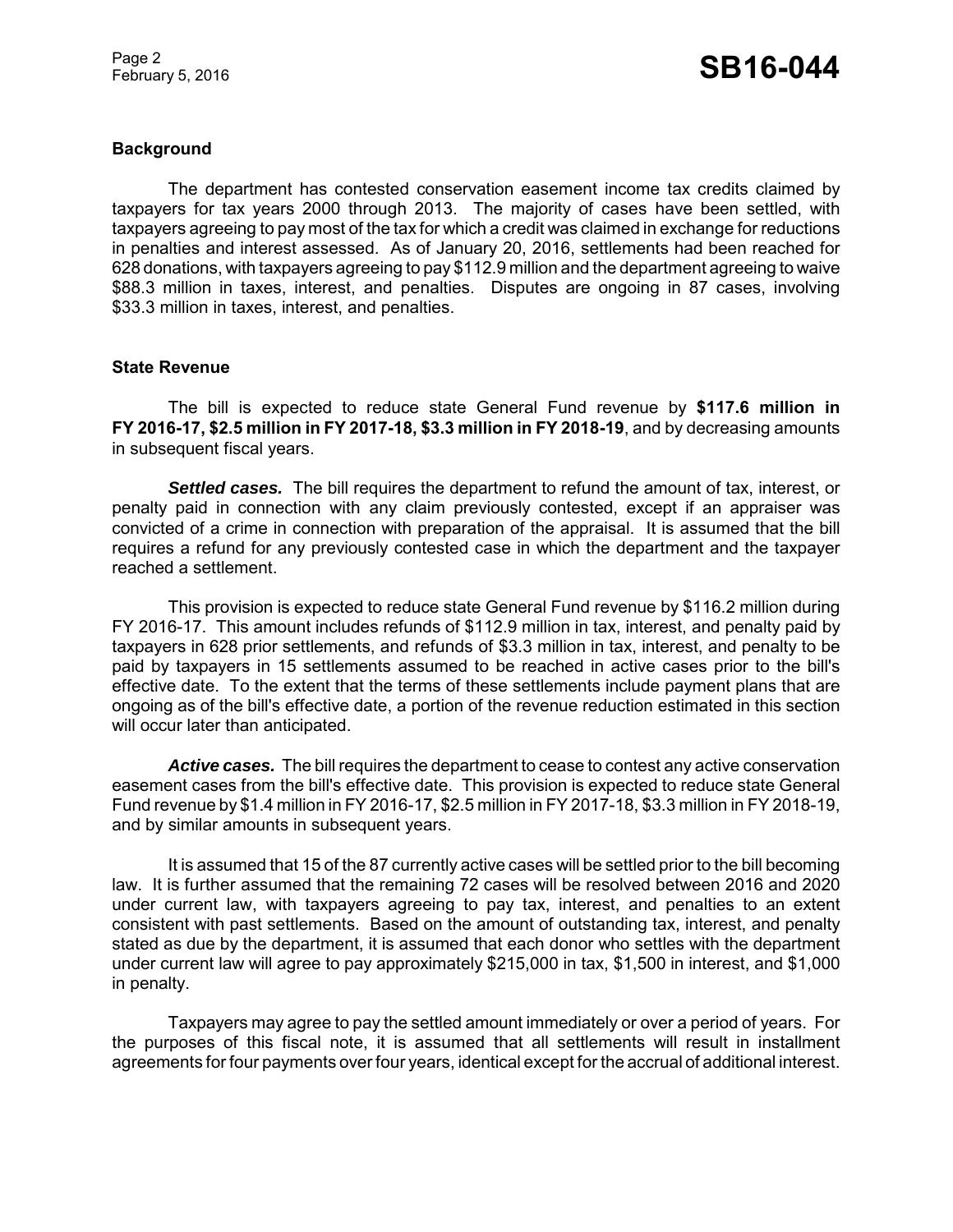## Background

The department has contested conservation easement income tax credits claimed by taxpayers for tax years 2000 through 2013. The majority of cases have been settled, with taxpayers agreeing to pay most of the tax for which a credit was claimed in exchange for reductions in penalties and interest assessed. As of January 20, 2016, settlements had been reached for 628 donations, with taxpayers agreeing to pay $112.9 million and the department agreeing to waive $88.3 million in taxes, interest, and penalties. Disputes are ongoing in 87 cases, involving $33.3 million in taxes, interest, and penalties.

## State Revenue

The bill is expected to reduce state General Fund revenue by **$117.6 million in FY 2016-17, $2.5 million in FY 2017-18, $3.3 million in FY 2018-19**, and by decreasing amounts in subsequent fiscal years.

***Settled cases.*** The bill requires the department to refund the amount of tax, interest, or penalty paid in connection with any claim previously contested, except if an appraiser was convicted of a crime in connection with preparation of the appraisal. It is assumed that the bill requires a refund for any previously contested case in which the department and the taxpayer reached a settlement.

This provision is expected to reduce state General Fund revenue by $116.2 million during FY 2016-17. This amount includes refunds of $112.9 million in tax, interest, and penalty paid by taxpayers in 628 prior settlements, and refunds of $3.3 million in tax, interest, and penalty to be paid by taxpayers in 15 settlements assumed to be reached in active cases prior to the bill's effective date. To the extent that the terms of these settlements include payment plans that are ongoing as of the bill's effective date, a portion of the revenue reduction estimated in this section will occur later than anticipated.

***Active cases.*** The bill requires the department to cease to contest any active conservation easement cases from the bill's effective date. This provision is expected to reduce state General Fund revenue by $1.4 million in FY 2016-17, $2.5 million in FY 2017-18, $3.3 million in FY 2018-19, and by similar amounts in subsequent years.

It is assumed that 15 of the 87 currently active cases will be settled prior to the bill becoming law. It is further assumed that the remaining 72 cases will be resolved between 2016 and 2020 under current law, with taxpayers agreeing to pay tax, interest, and penalties to an extent consistent with past settlements. Based on the amount of outstanding tax, interest, and penalty stated as due by the department, it is assumed that each donor who settles with the department under current law will agree to pay approximately $215,000 in tax, $1,500 in interest, and $1,000 in penalty.

Taxpayers may agree to pay the settled amount immediately or over a period of years. For the purposes of this fiscal note, it is assumed that all settlements will result in installment agreements for four payments over four years, identical except for the accrual of additional interest.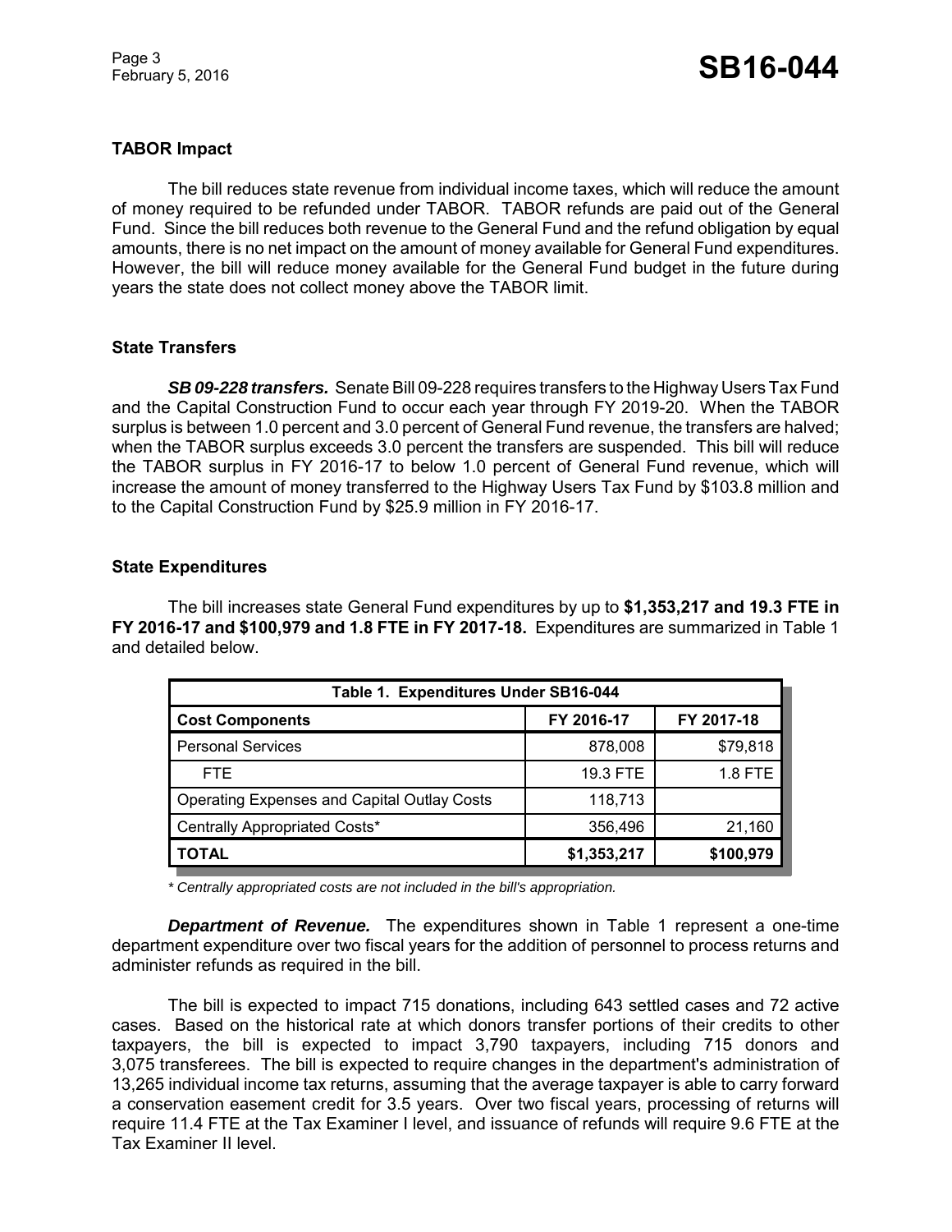### TABOR Impact

The bill reduces state revenue from individual income taxes, which will reduce the amount of money required to be refunded under TABOR. TABOR refunds are paid out of the General Fund. Since the bill reduces both revenue to the General Fund and the refund obligation by equal amounts, there is no net impact on the amount of money available for General Fund expenditures. However, the bill will reduce money available for the General Fund budget in the future during years the state does not collect money above the TABOR limit.

### State Transfers

***SB 09-228 transfers.*** Senate Bill 09-228 requires transfers to the Highway Users Tax Fund and the Capital Construction Fund to occur each year through FY 2019-20. When the TABOR surplus is between 1.0 percent and 3.0 percent of General Fund revenue, the transfers are halved; when the TABOR surplus exceeds 3.0 percent the transfers are suspended. This bill will reduce the TABOR surplus in FY 2016-17 to below 1.0 percent of General Fund revenue, which will increase the amount of money transferred to the Highway Users Tax Fund by $103.8 million and to the Capital Construction Fund by $25.9 million in FY 2016-17.

### State Expenditures

The bill increases state General Fund expenditures by up to **$1,353,217 and 19.3 FTE in FY 2016-17 and $100,979 and 1.8 FTE in FY 2017-18.** Expenditures are summarized in Table 1 and detailed below.

| Table 1. Expenditures Under SB16-044 | | |
|---|---|---|
| **Cost Components** | **FY 2016-17** | **FY 2017-18** |
| Personal Services | 878,008 | $79,818 |
| FTE | 19.3 FTE | 1.8 FTE |
| Operating Expenses and Capital Outlay Costs | 118,713 | |
| Centrally Appropriated Costs* | 356,496 | 21,160 |
| **TOTAL** | **$1,353,217** | **$100,979** |

*\* Centrally appropriated costs are not included in the bill's appropriation.*

***Department of Revenue.*** The expenditures shown in Table 1 represent a one-time department expenditure over two fiscal years for the addition of personnel to process returns and administer refunds as required in the bill.

The bill is expected to impact 715 donations, including 643 settled cases and 72 active cases. Based on the historical rate at which donors transfer portions of their credits to other taxpayers, the bill is expected to impact 3,790 taxpayers, including 715 donors and 3,075 transferees. The bill is expected to require changes in the department's administration of 13,265 individual income tax returns, assuming that the average taxpayer is able to carry forward a conservation easement credit for 3.5 years. Over two fiscal years, processing of returns will require 11.4 FTE at the Tax Examiner I level, and issuance of refunds will require 9.6 FTE at the Tax Examiner II level.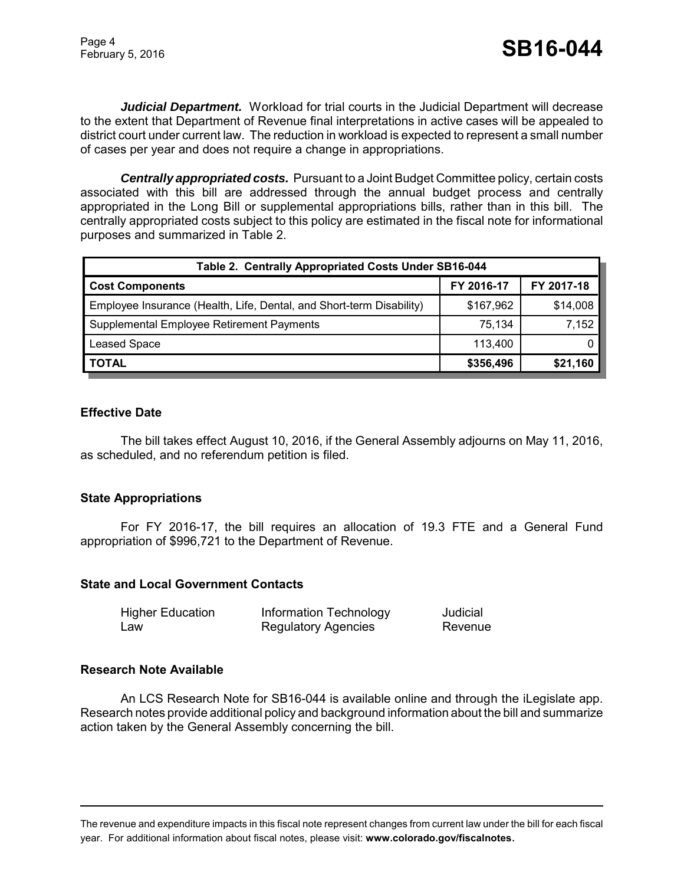***Judicial Department.*** Workload for trial courts in the Judicial Department will decrease to the extent that Department of Revenue final interpretations in active cases will be appealed to district court under current law. The reduction in workload is expected to represent a small number of cases per year and does not require a change in appropriations.

***Centrally appropriated costs.*** Pursuant to a Joint Budget Committee policy, certain costs associated with this bill are addressed through the annual budget process and centrally appropriated in the Long Bill or supplemental appropriations bills, rather than in this bill. The centrally appropriated costs subject to this policy are estimated in the fiscal note for informational purposes and summarized in Table 2.

| Table 2. Centrally Appropriated Costs Under SB16-044 | | |
|---|---|---|
| **Cost Components** | **FY 2016-17** | **FY 2017-18** |
| Employee Insurance (Health, Life, Dental, and Short-term Disability) | $167,962 | $14,008 |
| Supplemental Employee Retirement Payments | 75,134 | 7,152 |
| Leased Space | 113,400 | 0 |
| **TOTAL** | **$356,496** | **$21,160** |

### Effective Date

The bill takes effect August 10, 2016, if the General Assembly adjourns on May 11, 2016, as scheduled, and no referendum petition is filed.

### State Appropriations

For FY 2016-17, the bill requires an allocation of 19.3 FTE and a General Fund appropriation of $996,721 to the Department of Revenue.

### State and Local Government Contacts

| | | |
|---|---|---|
| Higher Education | Information Technology | Judicial |
| Law | Regulatory Agencies | Revenue |

### Research Note Available

An LCS Research Note for SB16-044 is available online and through the iLegislate app. Research notes provide additional policy and background information about the bill and summarize action taken by the General Assembly concerning the bill.

The revenue and expenditure impacts in this fiscal note represent changes from current law under the bill for each fiscal year. For additional information about fiscal notes, please visit: **www.colorado.gov/fiscalnotes.**